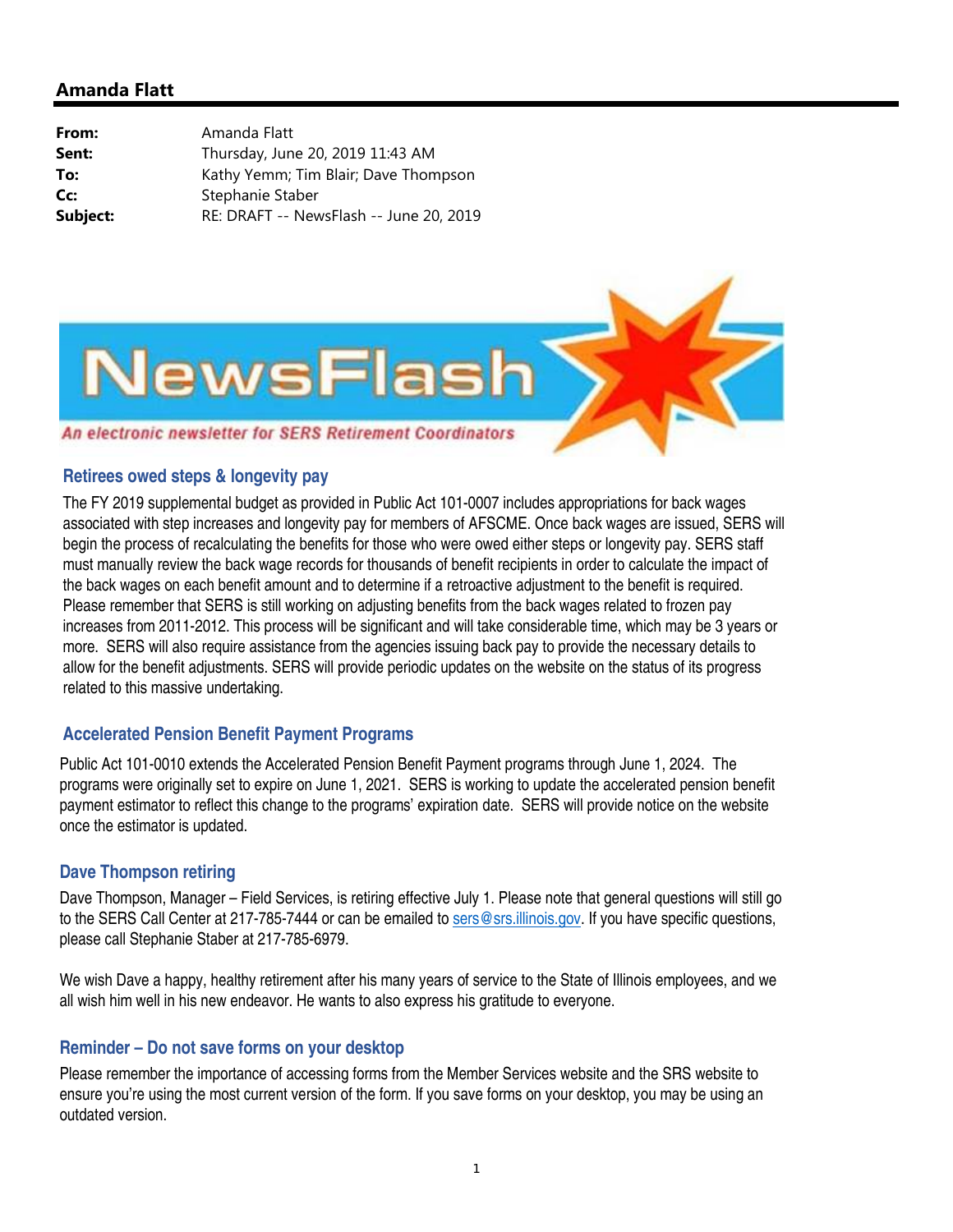## Amanda Flatt

**From:** Amanda Flatt
**Sent:** Thursday, June 20, 2019 11:43 AM
**To:** Kathy Yemm; Tim Blair; Dave Thompson
**Cc:** Stephanie Staber
**Subject:** RE: DRAFT -- NewsFlash -- June 20, 2019

# NewsFlash

*An electronic newsletter for SERS Retirement Coordinators*

### Retirees owed steps & longevity pay

The FY 2019 supplemental budget as provided in Public Act 101-0007 includes appropriations for back wages associated with step increases and longevity pay for members of AFSCME. Once back wages are issued, SERS will begin the process of recalculating the benefits for those who were owed either steps or longevity pay. SERS staff must manually review the back wage records for thousands of benefit recipients in order to calculate the impact of the back wages on each benefit amount and to determine if a retroactive adjustment to the benefit is required. Please remember that SERS is still working on adjusting benefits from the back wages related to frozen pay increases from 2011-2012. This process will be significant and will take considerable time, which may be 3 years or more. SERS will also require assistance from the agencies issuing back pay to provide the necessary details to allow for the benefit adjustments. SERS will provide periodic updates on the website on the status of its progress related to this massive undertaking.

### Accelerated Pension Benefit Payment Programs

Public Act 101-0010 extends the Accelerated Pension Benefit Payment programs through June 1, 2024. The programs were originally set to expire on June 1, 2021. SERS is working to update the accelerated pension benefit payment estimator to reflect this change to the programs' expiration date. SERS will provide notice on the website once the estimator is updated.

### Dave Thompson retiring

Dave Thompson, Manager – Field Services, is retiring effective July 1. Please note that general questions will still go to the SERS Call Center at 217-785-7444 or can be emailed to sers@srs.illinois.gov. If you have specific questions, please call Stephanie Staber at 217-785-6979.

We wish Dave a happy, healthy retirement after his many years of service to the State of Illinois employees, and we all wish him well in his new endeavor. He wants to also express his gratitude to everyone.

### Reminder – Do not save forms on your desktop

Please remember the importance of accessing forms from the Member Services website and the SRS website to ensure you're using the most current version of the form. If you save forms on your desktop, you may be using an outdated version.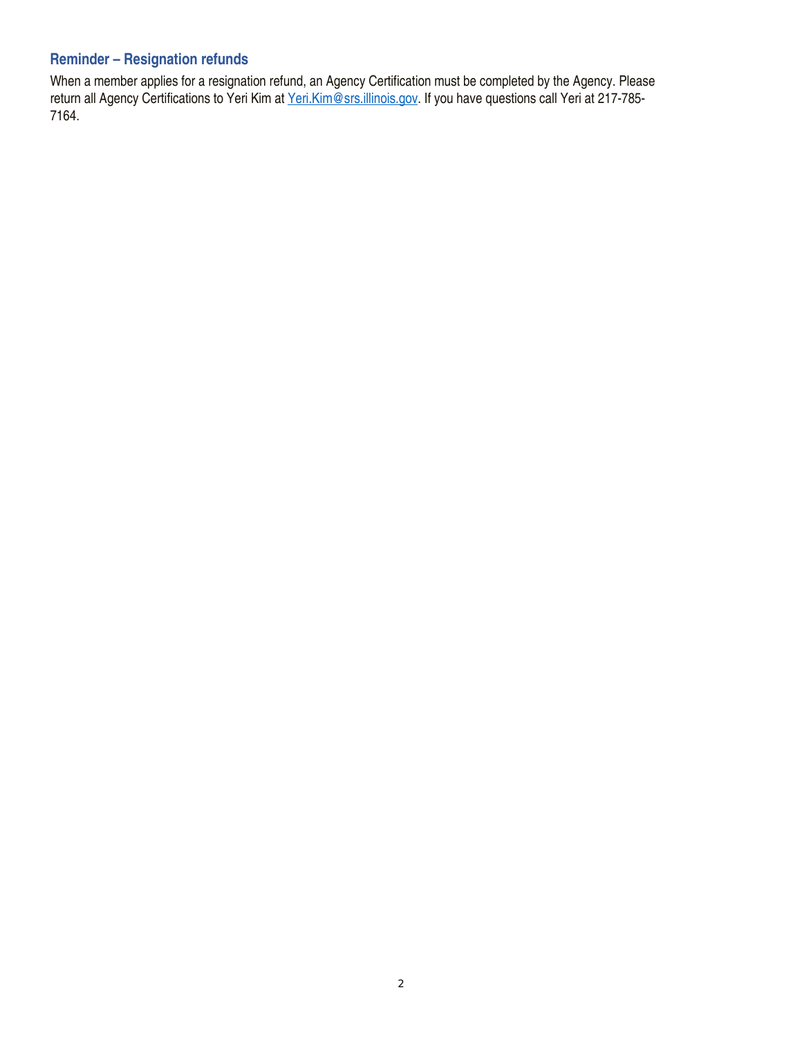### Reminder – Resignation refunds

When a member applies for a resignation refund, an Agency Certification must be completed by the Agency. Please return all Agency Certifications to Yeri Kim at Yeri.Kim@srs.illinois.gov. If you have questions call Yeri at 217-785-7164.